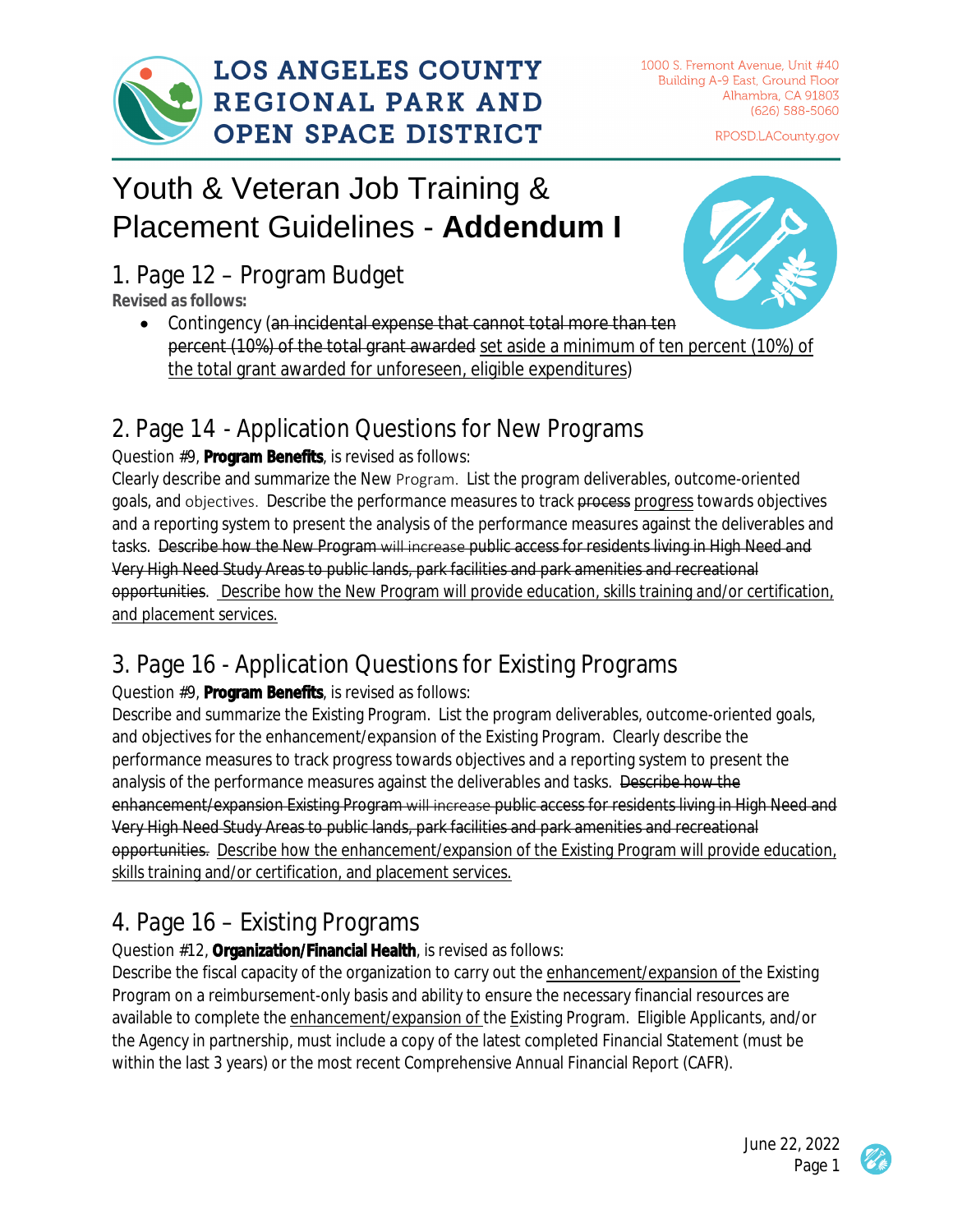# LOS ANGELES COUNTY REGIONAL PARK AND OPEN SPACE DISTRICT

1000 S. Fremont Avenue, Unit #40
Building A-9 East, Ground Floor
Alhambra, CA 91803
(626) 588-5060

RPOSD.LACounty.gov

# Youth & Veteran Job Training & Placement Guidelines - **Addendum I**

## 1. Page 12 – Program Budget

**Revised as follows:**

- Contingency (~~an incidental expense that cannot total more than ten percent (10%) of the total grant awarded~~ <u>set aside a minimum of ten percent (10%) of the total grant awarded for unforeseen, eligible expenditures</u>)

## 2. Page 14 - Application Questions for New Programs

Question #9, **Program Benefits**, is revised as follows:

Clearly describe and summarize the New Program. List the program deliverables, outcome-oriented goals, and objectives. Describe the performance measures to track ~~process~~ <u>progress</u> towards objectives and a reporting system to present the analysis of the performance measures against the deliverables and tasks. ~~Describe how the New Program will increase public access for residents living in High Need and Very High Need Study Areas to public lands, park facilities and park amenities and recreational opportunities~~. <u>Describe how the New Program will provide education, skills training and/or certification, and placement services.</u>

## 3. Page 16 - Application Questions for Existing Programs

Question #9, **Program Benefits**, is revised as follows:

Describe and summarize the Existing Program. List the program deliverables, outcome-oriented goals, and objectives for the enhancement/expansion of the Existing Program. Clearly describe the performance measures to track progress towards objectives and a reporting system to present the analysis of the performance measures against the deliverables and tasks. ~~Describe how the enhancement/expansion Existing Program will increase public access for residents living in High Need and Very High Need Study Areas to public lands, park facilities and park amenities and recreational opportunities.~~ <u>Describe how the enhancement/expansion of the Existing Program will provide education, skills training and/or certification, and placement services.</u>

## 4. Page 16 – Existing Programs

Question #12, **Organization/Financial Health**, is revised as follows:

Describe the fiscal capacity of the organization to carry out the <u>enhancement/expansion of</u> the Existing Program on a reimbursement-only basis and ability to ensure the necessary financial resources are available to complete the <u>enhancement/expansion of</u> the <u>E</u>xisting Program. Eligible Applicants, and/or the Agency in partnership, must include a copy of the latest completed Financial Statement (must be within the last 3 years) or the most recent Comprehensive Annual Financial Report (CAFR).

June 22, 2022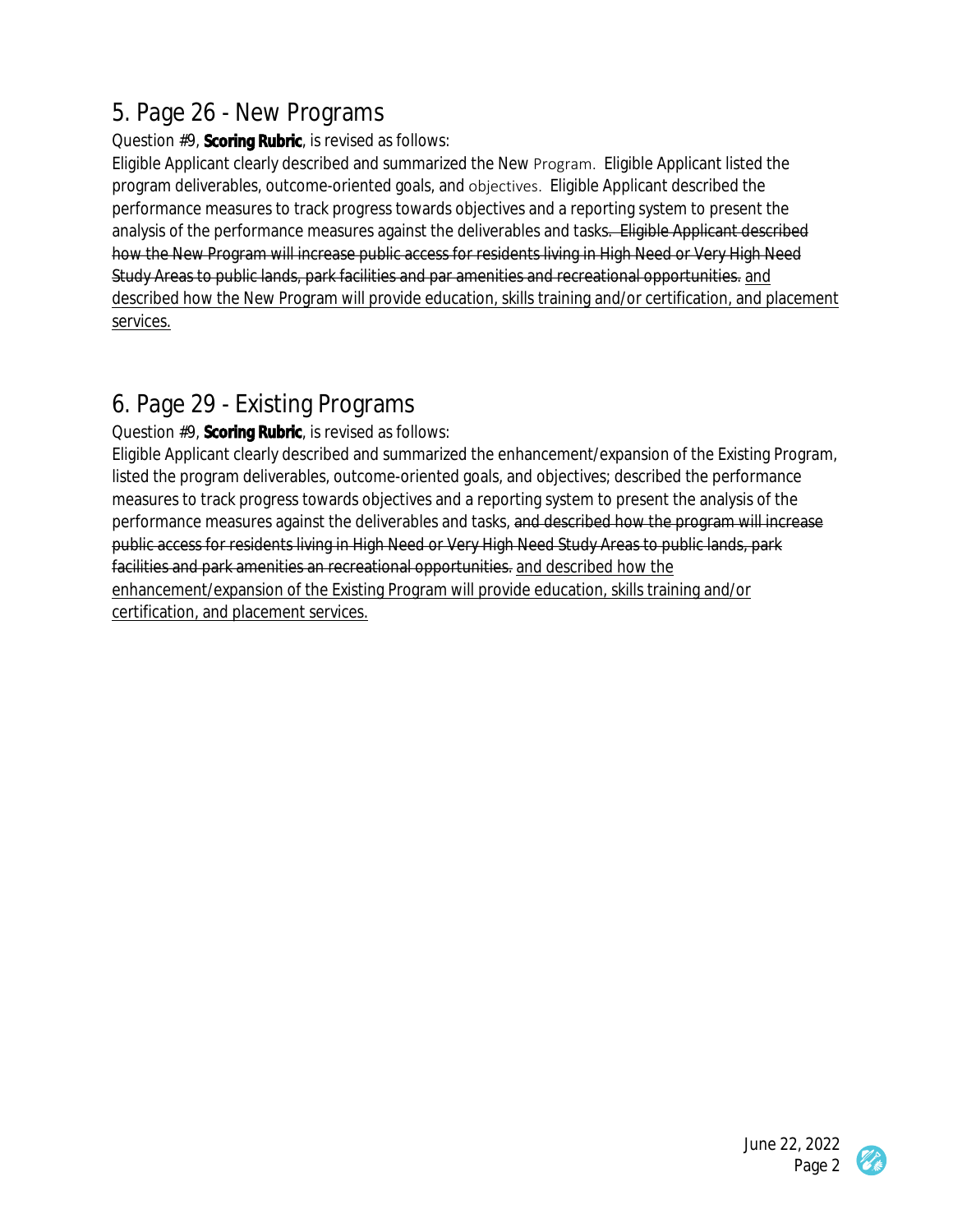## 5. Page 26 - New Programs

Question #9, **Scoring Rubric**, is revised as follows:

Eligible Applicant clearly described and summarized the New Program. Eligible Applicant listed the program deliverables, outcome-oriented goals, and objectives. Eligible Applicant described the performance measures to track progress towards objectives and a reporting system to present the analysis of the performance measures against the deliverables and tasks~~. Eligible Applicant described how the New Program will increase public access for residents living in High Need or Very High Need Study Areas to public lands, park facilities and par amenities and recreational opportunities.~~ <u>and described how the New Program will provide education, skills training and/or certification, and placement services.</u>

## 6. Page 29 - Existing Programs

Question #9, **Scoring Rubric**, is revised as follows:

Eligible Applicant clearly described and summarized the enhancement/expansion of the Existing Program, listed the program deliverables, outcome-oriented goals, and objectives; described the performance measures to track progress towards objectives and a reporting system to present the analysis of the performance measures against the deliverables and tasks, ~~and described how the program will increase public access for residents living in High Need or Very High Need Study Areas to public lands, park facilities and park amenities an recreational opportunities.~~ <u>and described how the enhancement/expansion of the Existing Program will provide education, skills training and/or certification, and placement services.</u>